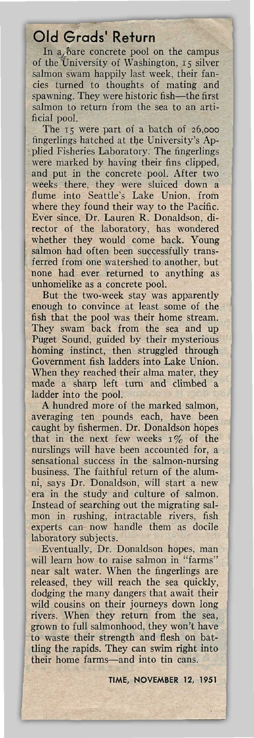# Old Grads' Return

In a bare concrete pool on the campus of the University of Washington, 15 silver salmon swam happily last week, their fancies turned to thoughts of mating and spawning. They were historic fish—the first salmon to return from the sea to an artificial pool.

The 15 were part of a batch of 26,000 fingerlings hatched at the University's Applied Fisheries Laboratory. The fingerlings were marked by having their fins clipped, and put in the concrete pool. After two weeks there, they were sluiced down a flume into Seattle's Lake Union, from where they found their way to the Pacific. Ever since, Dr. Lauren R. Donaldson, director of the laboratory, has wondered whether they would come back. Young salmon had often been successfully transferred from one watershed to another, but none had ever returned to anything as unhomelike as a concrete pool.

But the two-week stay was apparently enough to convince at least some of the fish that the pool was their home stream. They swam back from the sea and up Puget Sound, guided by their mysterious homing instinct, then struggled through Government fish ladders into Lake Union. When they reached their alma mater, they made a sharp left turn and climbed a ladder into the pool.

A hundred more of the marked salmon, averaging ten pounds each, have been caught by fishermen. Dr. Donaldson hopes that in the next few weeks 1% of the nurslings will have been accounted for, a sensational success in the salmon-nursing business. The faithful return of the alumni, says Dr. Donaldson, will start a new era in the study and culture of salmon. Instead of searching out the migrating salmon in rushing, intractable rivers, fish experts can now handle them as docile laboratory subjects.

Eventually, Dr. Donaldson hopes, man will learn how to raise salmon in "farms" near salt water. When the fingerlings are released, they will reach the sea quickly, dodging the many dangers that await their wild cousins on their journeys down long rivers. When they return from the sea, grown to full salmonhood, they won't have to waste their strength and flesh on battling the rapids. They can swim right into their home farms—and into tin cans.

TIME, NOVEMBER 12, 1951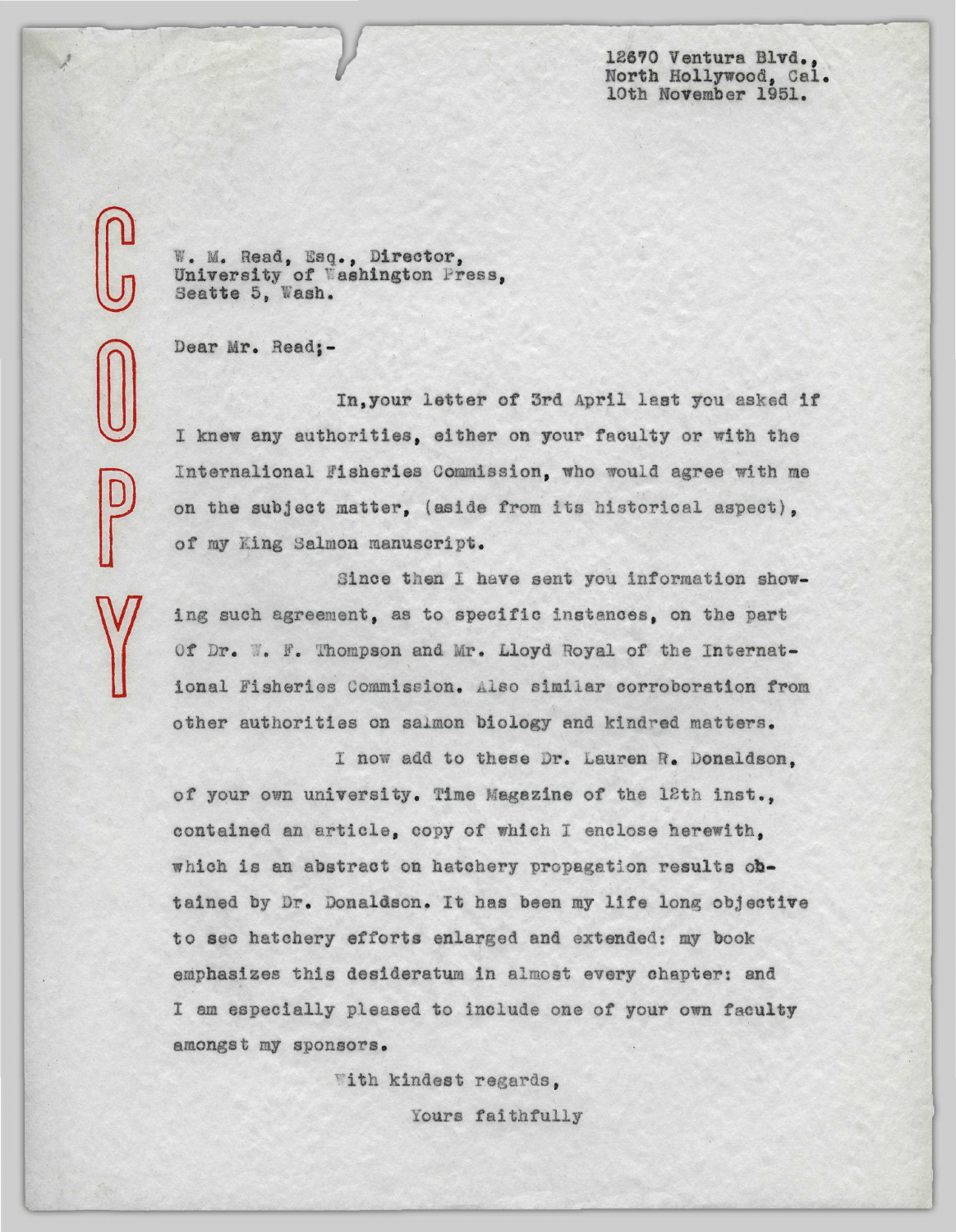COPY

12670 Ventura Blvd.,
North Hollywood, Cal.
10th November 1951.

W. M. Read, Esq., Director,
University of Washington Press,
Seatte 5, Wash.

Dear Mr. Read;-

In,your letter of 3rd April last you asked if I knew any authorities, either on your faculty or with the Internalional Fisheries Commission, who would agree with me on the subject matter, (aside from its historical aspect), of my King Salmon manuscript.

Since then I have sent you information showing such agreement, as to specific instances, on the part Of Dr. W. F. Thompson and Mr. Lloyd Royal of the International Fisheries Commission. Also similar corroboration from other authorities on salmon biology and kindred matters.

I now add to these Dr. Lauren R. Donaldson, of your own university. Time Magazine of the 12th inst., contained an article, copy of which I enclose herewith, which is an abstract on hatchery propagation results obtained by Dr. Donaldson. It has been my life long objective to see hatchery efforts enlarged and extended: my book emphasizes this desideratum in almost every chapter: and I am especially pleased to include one of your own faculty amongst my sponsors.

With kindest regards,

Yours faithfully